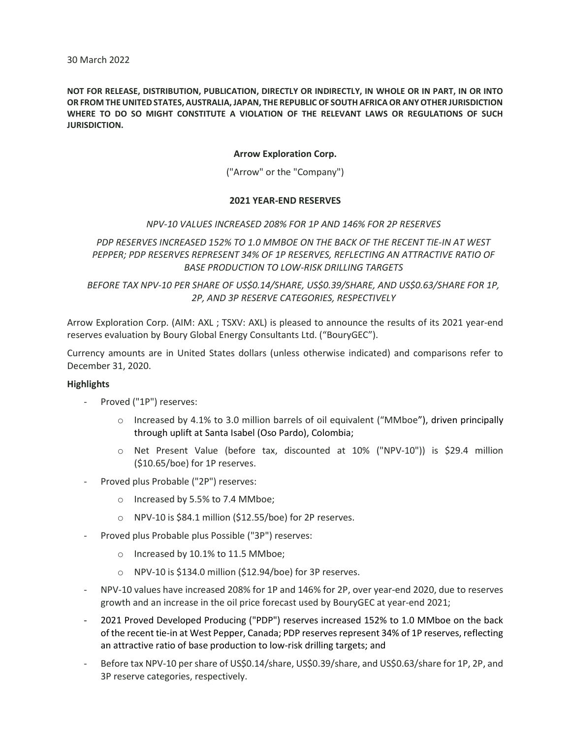30 March 2022

**NOT FOR RELEASE, DISTRIBUTION, PUBLICATION, DIRECTLY OR INDIRECTLY, IN WHOLE OR IN PART, IN OR INTO OR FROM THE UNITED STATES, AUSTRALIA, JAPAN, THE REPUBLIC OF SOUTH AFRICA OR ANY OTHER JURISDICTION WHERE TO DO SO MIGHT CONSTITUTE A VIOLATION OF THE RELEVANT LAWS OR REGULATIONS OF SUCH JURISDICTION.**

**Arrow Exploration Corp.**

("Arrow" or the "Company")

# 2021 YEAR-END RESERVES

*NPV-10 VALUES INCREASED 208% FOR 1P AND 146% FOR 2P RESERVES*

*PDP RESERVES INCREASED 152% TO 1.0 MMBOE ON THE BACK OF THE RECENT TIE-IN AT WEST PEPPER; PDP RESERVES REPRESENT 34% OF 1P RESERVES, REFLECTING AN ATTRACTIVE RATIO OF BASE PRODUCTION TO LOW-RISK DRILLING TARGETS*

*BEFORE TAX NPV-10 PER SHARE OF US$0.14/SHARE, US$0.39/SHARE, AND US$0.63/SHARE FOR 1P, 2P, AND 3P RESERVE CATEGORIES, RESPECTIVELY*

Arrow Exploration Corp. (AIM: AXL ; TSXV: AXL) is pleased to announce the results of its 2021 year-end reserves evaluation by Boury Global Energy Consultants Ltd. ("BouryGEC").

Currency amounts are in United States dollars (unless otherwise indicated) and comparisons refer to December 31, 2020.

**Highlights**

- Proved ("1P") reserves:
  - Increased by 4.1% to 3.0 million barrels of oil equivalent ("MMboe"), driven principally through uplift at Santa Isabel (Oso Pardo), Colombia;
  - Net Present Value (before tax, discounted at 10% ("NPV-10")) is $29.4 million ($10.65/boe) for 1P reserves.
- Proved plus Probable ("2P") reserves:
  - Increased by 5.5% to 7.4 MMboe;
  - NPV-10 is $84.1 million ($12.55/boe) for 2P reserves.
- Proved plus Probable plus Possible ("3P") reserves:
  - Increased by 10.1% to 11.5 MMboe;
  - NPV-10 is $134.0 million ($12.94/boe) for 3P reserves.
- NPV-10 values have increased 208% for 1P and 146% for 2P, over year-end 2020, due to reserves growth and an increase in the oil price forecast used by BouryGEC at year-end 2021;
- 2021 Proved Developed Producing ("PDP") reserves increased 152% to 1.0 MMboe on the back of the recent tie-in at West Pepper, Canada; PDP reserves represent 34% of 1P reserves, reflecting an attractive ratio of base production to low-risk drilling targets; and
- Before tax NPV-10 per share of US$0.14/share, US$0.39/share, and US$0.63/share for 1P, 2P, and 3P reserve categories, respectively.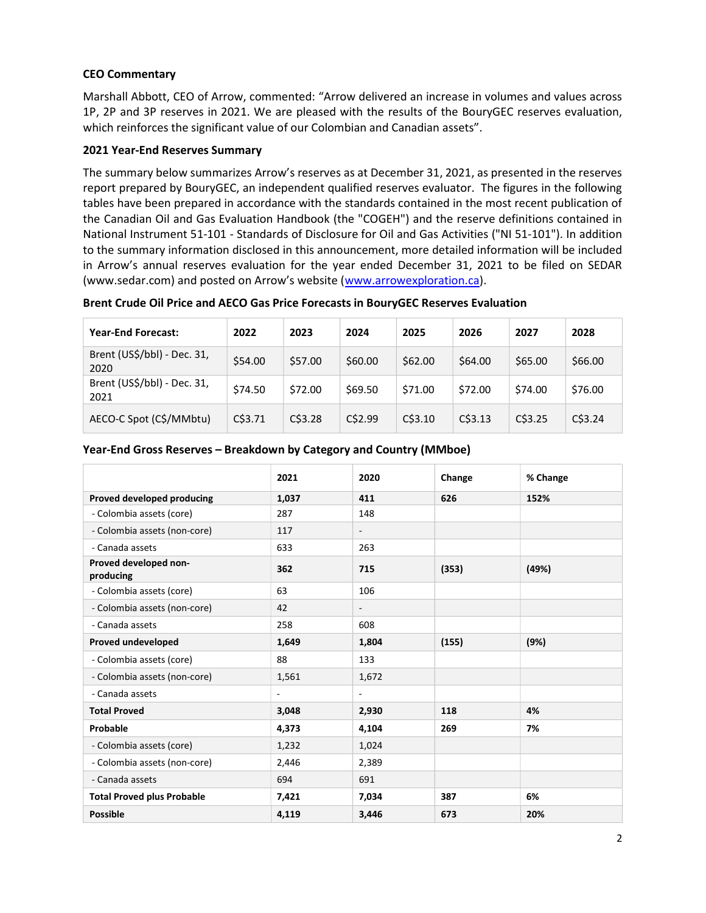### CEO Commentary

Marshall Abbott, CEO of Arrow, commented: "Arrow delivered an increase in volumes and values across 1P, 2P and 3P reserves in 2021. We are pleased with the results of the BouryGEC reserves evaluation, which reinforces the significant value of our Colombian and Canadian assets".

### 2021 Year-End Reserves Summary

The summary below summarizes Arrow's reserves as at December 31, 2021, as presented in the reserves report prepared by BouryGEC, an independent qualified reserves evaluator. The figures in the following tables have been prepared in accordance with the standards contained in the most recent publication of the Canadian Oil and Gas Evaluation Handbook (the "COGEH") and the reserve definitions contained in National Instrument 51-101 - Standards of Disclosure for Oil and Gas Activities ("NI 51-101"). In addition to the summary information disclosed in this announcement, more detailed information will be included in Arrow's annual reserves evaluation for the year ended December 31, 2021 to be filed on SEDAR (www.sedar.com) and posted on Arrow's website (www.arrowexploration.ca).

**Brent Crude Oil Price and AECO Gas Price Forecasts in BouryGEC Reserves Evaluation**

| Year-End Forecast: | 2022 | 2023 | 2024 | 2025 | 2026 | 2027 | 2028 |
|---|---|---|---|---|---|---|---|
| Brent (US$/bbl) - Dec. 31, 2020 | $54.00 | $57.00 | $60.00 | $62.00 | $64.00 | $65.00 | $66.00 |
| Brent (US$/bbl) - Dec. 31, 2021 | $74.50 | $72.00 | $69.50 | $71.00 | $72.00 | $74.00 | $76.00 |
| AECO-C Spot (C$/MMbtu) | C$3.71 | C$3.28 | C$2.99 | C$3.10 | C$3.13 | C$3.25 | C$3.24 |

**Year-End Gross Reserves – Breakdown by Category and Country (MMboe)**

| | 2021 | 2020 | Change | % Change |
|---|---|---|---|---|
| **Proved developed producing** | **1,037** | **411** | **626** | **152%** |
| - Colombia assets (core) | 287 | 148 | | |
| - Colombia assets (non-core) | 117 | - | | |
| - Canada assets | 633 | 263 | | |
| **Proved developed non-producing** | **362** | **715** | **(353)** | **(49%)** |
| - Colombia assets (core) | 63 | 106 | | |
| - Colombia assets (non-core) | 42 | - | | |
| - Canada assets | 258 | 608 | | |
| **Proved undeveloped** | **1,649** | **1,804** | **(155)** | **(9%)** |
| - Colombia assets (core) | 88 | 133 | | |
| - Colombia assets (non-core) | 1,561 | 1,672 | | |
| - Canada assets | - | - | | |
| **Total Proved** | **3,048** | **2,930** | **118** | **4%** |
| **Probable** | **4,373** | **4,104** | **269** | **7%** |
| - Colombia assets (core) | 1,232 | 1,024 | | |
| - Colombia assets (non-core) | 2,446 | 2,389 | | |
| - Canada assets | 694 | 691 | | |
| **Total Proved plus Probable** | **7,421** | **7,034** | **387** | **6%** |
| **Possible** | **4,119** | **3,446** | **673** | **20%** |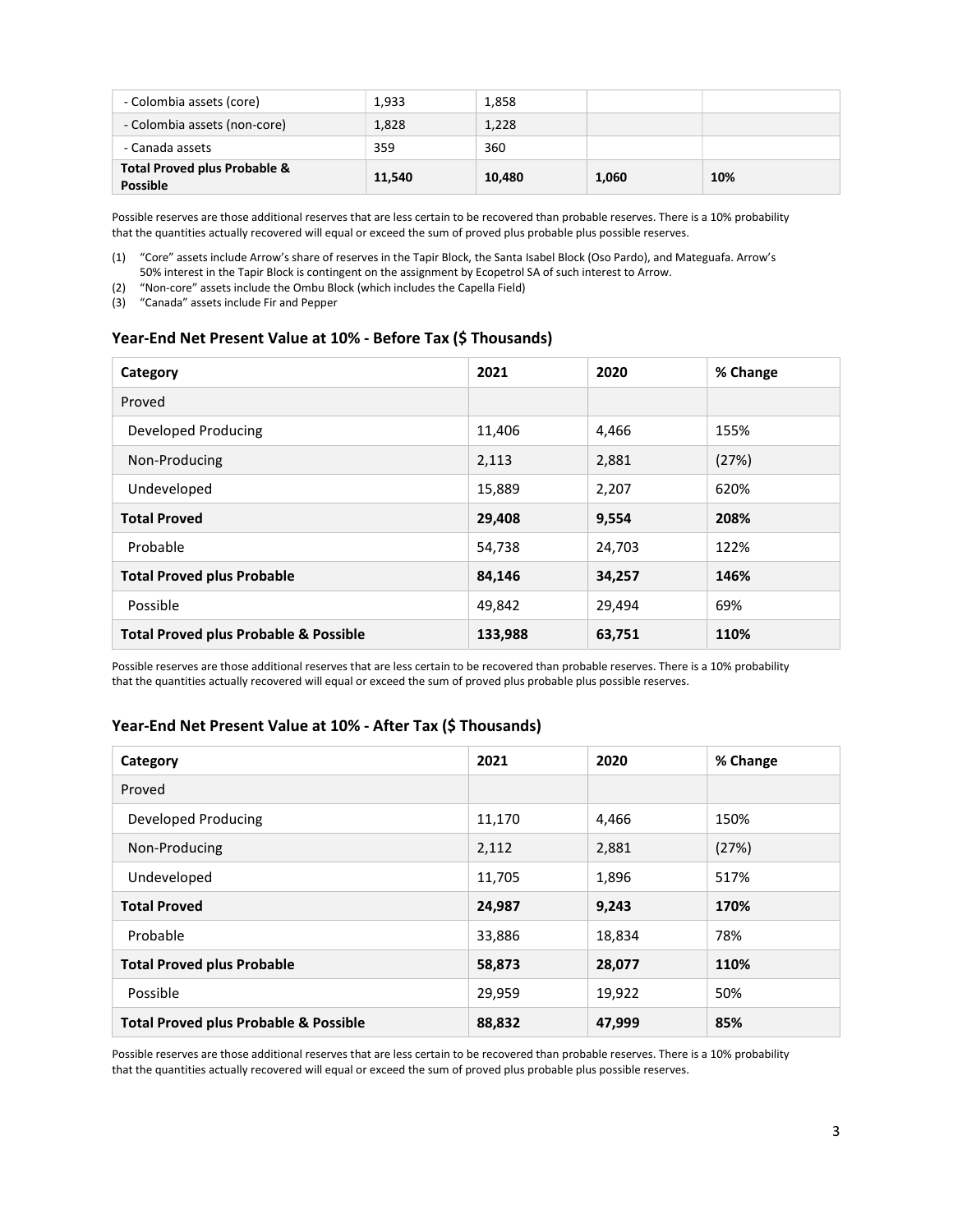| - Colombia assets (core) | 1,933 | 1,858 | | |
|---|---|---|---|---|
| - Colombia assets (non-core) | 1,828 | 1,228 | | |
| - Canada assets | 359 | 360 | | |
| **Total Proved plus Probable & Possible** | **11,540** | **10,480** | **1,060** | **10%** |

Possible reserves are those additional reserves that are less certain to be recovered than probable reserves. There is a 10% probability that the quantities actually recovered will equal or exceed the sum of proved plus probable plus possible reserves.

(1) "Core" assets include Arrow's share of reserves in the Tapir Block, the Santa Isabel Block (Oso Pardo), and Mateguafa. Arrow's 50% interest in the Tapir Block is contingent on the assignment by Ecopetrol SA of such interest to Arrow.
(2) "Non-core" assets include the Ombu Block (which includes the Capella Field)
(3) "Canada" assets include Fir and Pepper

### Year-End Net Present Value at 10% - Before Tax ($ Thousands)

| Category | 2021 | 2020 | % Change |
|---|---|---|---|
| Proved | | | |
| Developed Producing | 11,406 | 4,466 | 155% |
| Non-Producing | 2,113 | 2,881 | (27%) |
| Undeveloped | 15,889 | 2,207 | 620% |
| **Total Proved** | **29,408** | **9,554** | **208%** |
| Probable | 54,738 | 24,703 | 122% |
| **Total Proved plus Probable** | **84,146** | **34,257** | **146%** |
| Possible | 49,842 | 29,494 | 69% |
| **Total Proved plus Probable & Possible** | **133,988** | **63,751** | **110%** |

Possible reserves are those additional reserves that are less certain to be recovered than probable reserves. There is a 10% probability that the quantities actually recovered will equal or exceed the sum of proved plus probable plus possible reserves.

### Year-End Net Present Value at 10% - After Tax ($ Thousands)

| Category | 2021 | 2020 | % Change |
|---|---|---|---|
| Proved | | | |
| Developed Producing | 11,170 | 4,466 | 150% |
| Non-Producing | 2,112 | 2,881 | (27%) |
| Undeveloped | 11,705 | 1,896 | 517% |
| **Total Proved** | **24,987** | **9,243** | **170%** |
| Probable | 33,886 | 18,834 | 78% |
| **Total Proved plus Probable** | **58,873** | **28,077** | **110%** |
| Possible | 29,959 | 19,922 | 50% |
| **Total Proved plus Probable & Possible** | **88,832** | **47,999** | **85%** |

Possible reserves are those additional reserves that are less certain to be recovered than probable reserves. There is a 10% probability that the quantities actually recovered will equal or exceed the sum of proved plus probable plus possible reserves.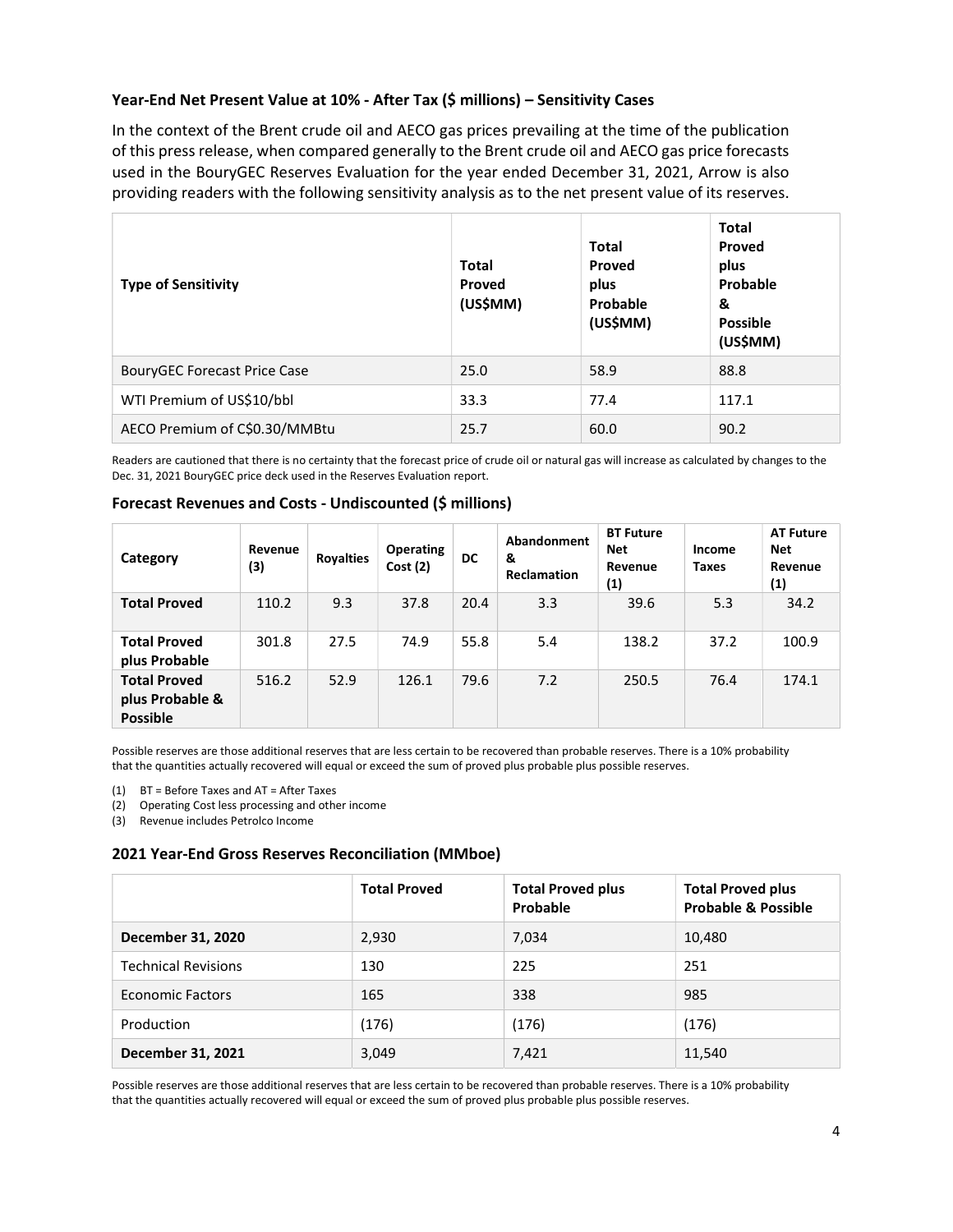### Year-End Net Present Value at 10% - After Tax ($ millions) – Sensitivity Cases

In the context of the Brent crude oil and AECO gas prices prevailing at the time of the publication of this press release, when compared generally to the Brent crude oil and AECO gas price forecasts used in the BouryGEC Reserves Evaluation for the year ended December 31, 2021, Arrow is also providing readers with the following sensitivity analysis as to the net present value of its reserves.

| Type of Sensitivity | Total Proved (US$MM) | Total Proved plus Probable (US$MM) | Total Proved plus Probable & Possible (US$MM) |
|---|---|---|---|
| BouryGEC Forecast Price Case | 25.0 | 58.9 | 88.8 |
| WTI Premium of US$10/bbl | 33.3 | 77.4 | 117.1 |
| AECO Premium of C$0.30/MMBtu | 25.7 | 60.0 | 90.2 |

Readers are cautioned that there is no certainty that the forecast price of crude oil or natural gas will increase as calculated by changes to the Dec. 31, 2021 BouryGEC price deck used in the Reserves Evaluation report.

### Forecast Revenues and Costs - Undiscounted ($ millions)

| Category | Revenue (3) | Royalties | Operating Cost (2) | DC | Abandonment & Reclamation | BT Future Net Revenue (1) | Income Taxes | AT Future Net Revenue (1) |
|---|---|---|---|---|---|---|---|---|
| **Total Proved** | 110.2 | 9.3 | 37.8 | 20.4 | 3.3 | 39.6 | 5.3 | 34.2 |
| **Total Proved plus Probable** | 301.8 | 27.5 | 74.9 | 55.8 | 5.4 | 138.2 | 37.2 | 100.9 |
| **Total Proved plus Probable & Possible** | 516.2 | 52.9 | 126.1 | 79.6 | 7.2 | 250.5 | 76.4 | 174.1 |

Possible reserves are those additional reserves that are less certain to be recovered than probable reserves. There is a 10% probability that the quantities actually recovered will equal or exceed the sum of proved plus probable plus possible reserves.

(1) BT = Before Taxes and AT = After Taxes
(2) Operating Cost less processing and other income
(3) Revenue includes Petrolco Income

### 2021 Year-End Gross Reserves Reconciliation (MMboe)

| | Total Proved | Total Proved plus Probable | Total Proved plus Probable & Possible |
|---|---|---|---|
| **December 31, 2020** | 2,930 | 7,034 | 10,480 |
| Technical Revisions | 130 | 225 | 251 |
| Economic Factors | 165 | 338 | 985 |
| Production | (176) | (176) | (176) |
| **December 31, 2021** | 3,049 | 7,421 | 11,540 |

Possible reserves are those additional reserves that are less certain to be recovered than probable reserves. There is a 10% probability that the quantities actually recovered will equal or exceed the sum of proved plus probable plus possible reserves.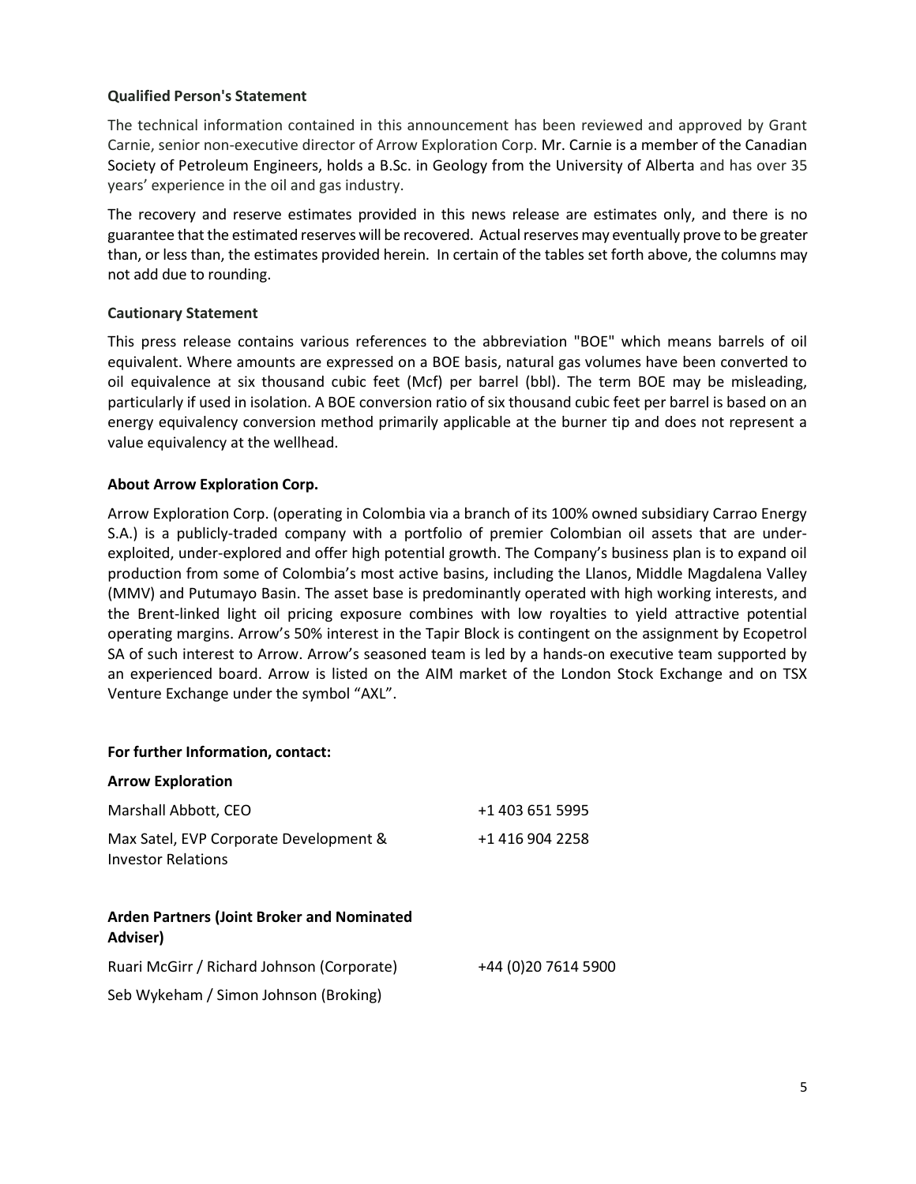**Qualified Person's Statement**

The technical information contained in this announcement has been reviewed and approved by Grant Carnie, senior non-executive director of Arrow Exploration Corp. Mr. Carnie is a member of the Canadian Society of Petroleum Engineers, holds a B.Sc. in Geology from the University of Alberta and has over 35 years' experience in the oil and gas industry.

The recovery and reserve estimates provided in this news release are estimates only, and there is no guarantee that the estimated reserves will be recovered. Actual reserves may eventually prove to be greater than, or less than, the estimates provided herein. In certain of the tables set forth above, the columns may not add due to rounding.

**Cautionary Statement**

This press release contains various references to the abbreviation "BOE" which means barrels of oil equivalent. Where amounts are expressed on a BOE basis, natural gas volumes have been converted to oil equivalence at six thousand cubic feet (Mcf) per barrel (bbl). The term BOE may be misleading, particularly if used in isolation. A BOE conversion ratio of six thousand cubic feet per barrel is based on an energy equivalency conversion method primarily applicable at the burner tip and does not represent a value equivalency at the wellhead.

**About Arrow Exploration Corp.**

Arrow Exploration Corp. (operating in Colombia via a branch of its 100% owned subsidiary Carrao Energy S.A.) is a publicly-traded company with a portfolio of premier Colombian oil assets that are under-exploited, under-explored and offer high potential growth. The Company's business plan is to expand oil production from some of Colombia's most active basins, including the Llanos, Middle Magdalena Valley (MMV) and Putumayo Basin. The asset base is predominantly operated with high working interests, and the Brent-linked light oil pricing exposure combines with low royalties to yield attractive potential operating margins. Arrow's 50% interest in the Tapir Block is contingent on the assignment by Ecopetrol SA of such interest to Arrow. Arrow's seasoned team is led by a hands-on executive team supported by an experienced board. Arrow is listed on the AIM market of the London Stock Exchange and on TSX Venture Exchange under the symbol "AXL".

**For further Information, contact:**

**Arrow Exploration**

| | |
|---|---|
| Marshall Abbott, CEO | +1 403 651 5995 |
| Max Satel, EVP Corporate Development & Investor Relations | +1 416 904 2258 |

**Arden Partners (Joint Broker and Nominated Adviser)**

| | |
|---|---|
| Ruari McGirr / Richard Johnson (Corporate) | +44 (0)20 7614 5900 |
| Seb Wykeham / Simon Johnson (Broking) | |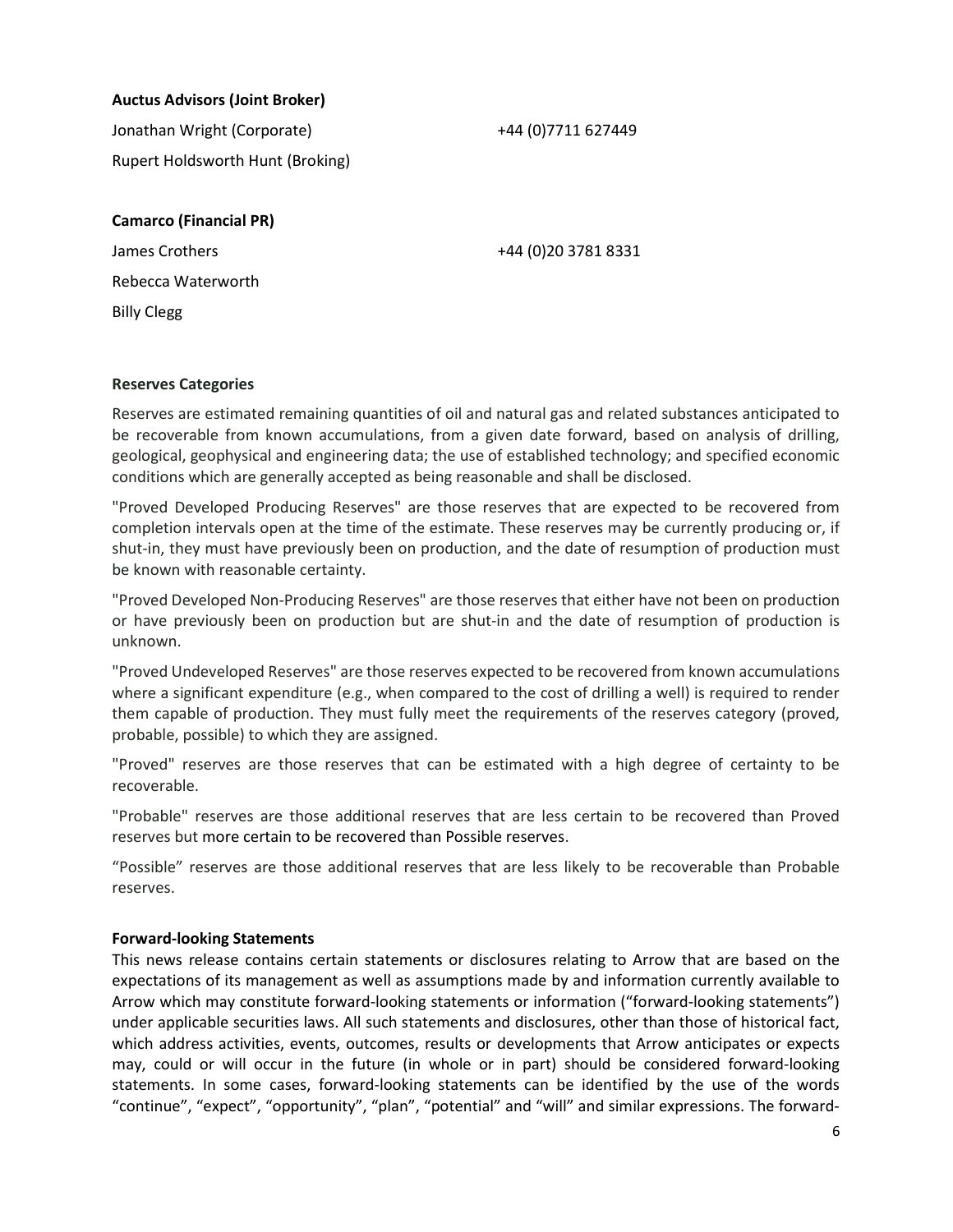**Auctus Advisors (Joint Broker)**

Jonathan Wright (Corporate) +44 (0)7711 627449

Rupert Holdsworth Hunt (Broking)

**Camarco (Financial PR)**

James Crothers +44 (0)20 3781 8331

Rebecca Waterworth

Billy Clegg

**Reserves Categories**

Reserves are estimated remaining quantities of oil and natural gas and related substances anticipated to be recoverable from known accumulations, from a given date forward, based on analysis of drilling, geological, geophysical and engineering data; the use of established technology; and specified economic conditions which are generally accepted as being reasonable and shall be disclosed.

"Proved Developed Producing Reserves" are those reserves that are expected to be recovered from completion intervals open at the time of the estimate. These reserves may be currently producing or, if shut-in, they must have previously been on production, and the date of resumption of production must be known with reasonable certainty.

"Proved Developed Non-Producing Reserves" are those reserves that either have not been on production or have previously been on production but are shut-in and the date of resumption of production is unknown.

"Proved Undeveloped Reserves" are those reserves expected to be recovered from known accumulations where a significant expenditure (e.g., when compared to the cost of drilling a well) is required to render them capable of production. They must fully meet the requirements of the reserves category (proved, probable, possible) to which they are assigned.

"Proved" reserves are those reserves that can be estimated with a high degree of certainty to be recoverable.

"Probable" reserves are those additional reserves that are less certain to be recovered than Proved reserves but more certain to be recovered than Possible reserves.

"Possible" reserves are those additional reserves that are less likely to be recoverable than Probable reserves.

**Forward-looking Statements**

This news release contains certain statements or disclosures relating to Arrow that are based on the expectations of its management as well as assumptions made by and information currently available to Arrow which may constitute forward-looking statements or information ("forward-looking statements") under applicable securities laws. All such statements and disclosures, other than those of historical fact, which address activities, events, outcomes, results or developments that Arrow anticipates or expects may, could or will occur in the future (in whole or in part) should be considered forward-looking statements. In some cases, forward-looking statements can be identified by the use of the words "continue", "expect", "opportunity", "plan", "potential" and "will" and similar expressions. The forward-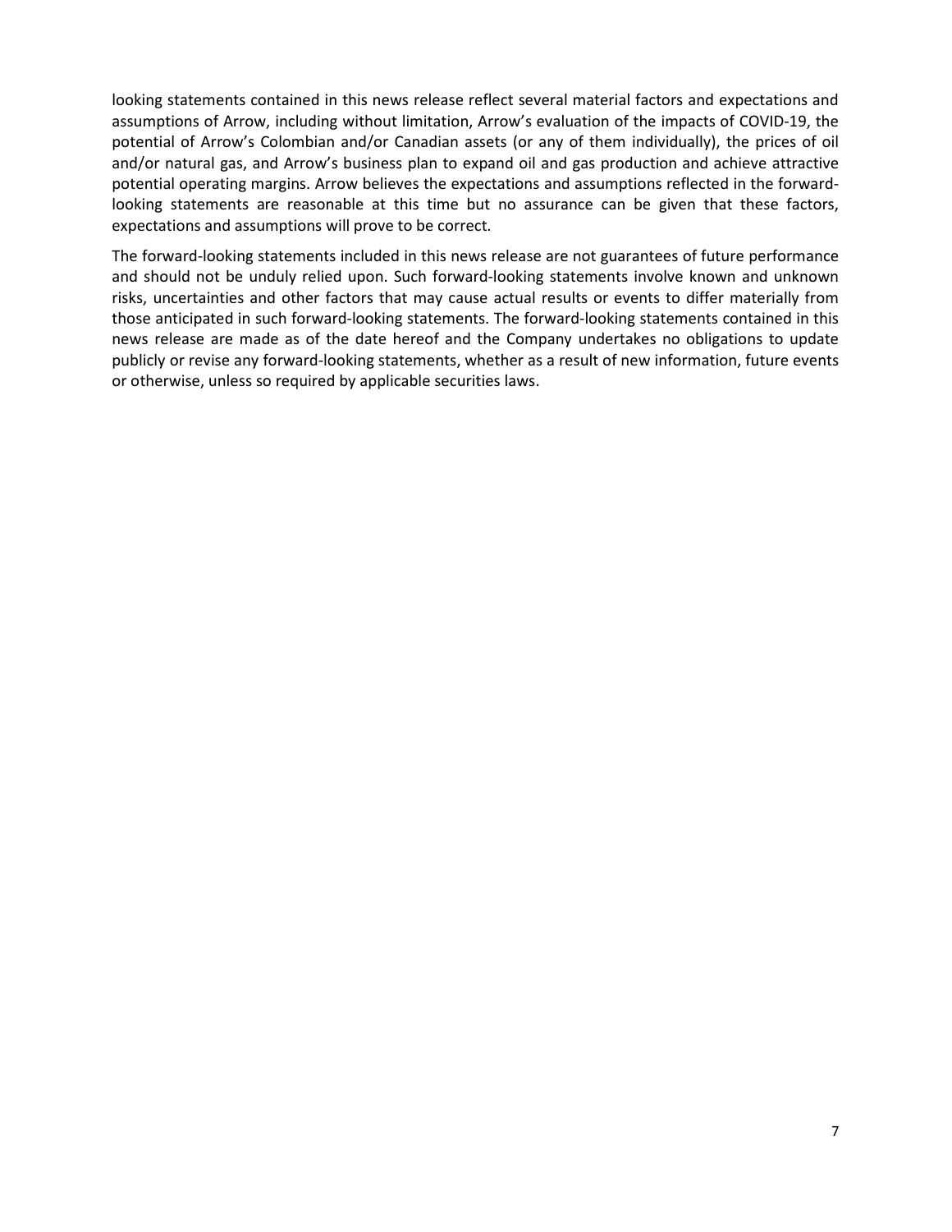looking statements contained in this news release reflect several material factors and expectations and assumptions of Arrow, including without limitation, Arrow's evaluation of the impacts of COVID-19, the potential of Arrow's Colombian and/or Canadian assets (or any of them individually), the prices of oil and/or natural gas, and Arrow's business plan to expand oil and gas production and achieve attractive potential operating margins. Arrow believes the expectations and assumptions reflected in the forward-looking statements are reasonable at this time but no assurance can be given that these factors, expectations and assumptions will prove to be correct.

The forward-looking statements included in this news release are not guarantees of future performance and should not be unduly relied upon. Such forward-looking statements involve known and unknown risks, uncertainties and other factors that may cause actual results or events to differ materially from those anticipated in such forward-looking statements. The forward-looking statements contained in this news release are made as of the date hereof and the Company undertakes no obligations to update publicly or revise any forward-looking statements, whether as a result of new information, future events or otherwise, unless so required by applicable securities laws.